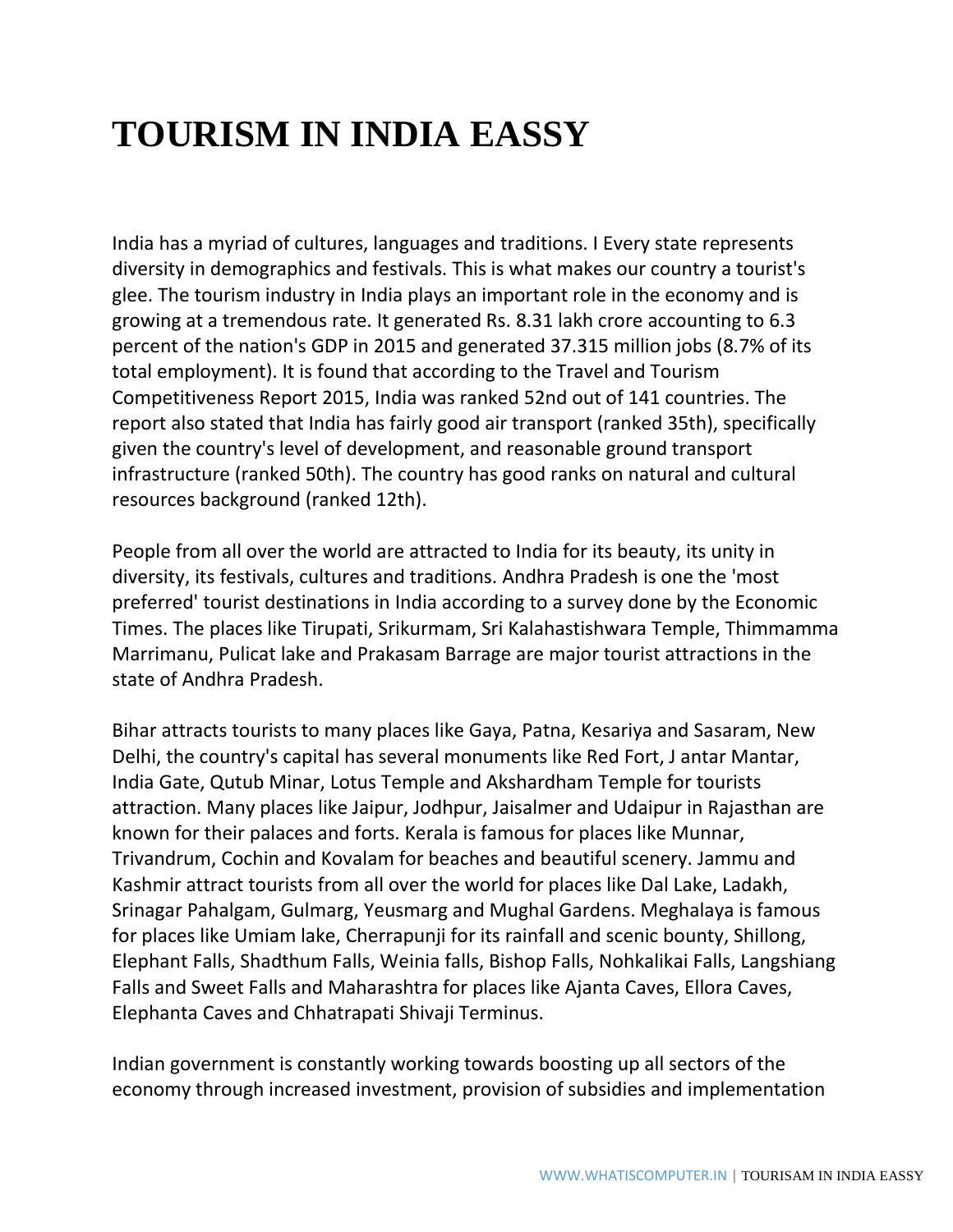# TOURISM IN INDIA EASSY

India has a myriad of cultures, languages and traditions. I Every state represents diversity in demographics and festivals. This is what makes our country a tourist's glee. The tourism industry in India plays an important role in the economy and is growing at a tremendous rate. It generated Rs. 8.31 lakh crore accounting to 6.3 percent of the nation's GDP in 2015 and generated 37.315 million jobs (8.7% of its total employment). It is found that according to the Travel and Tourism Competitiveness Report 2015, India was ranked 52nd out of 141 countries. The report also stated that India has fairly good air transport (ranked 35th), specifically given the country's level of development, and reasonable ground transport infrastructure (ranked 50th). The country has good ranks on natural and cultural resources background (ranked 12th).

People from all over the world are attracted to India for its beauty, its unity in diversity, its festivals, cultures and traditions. Andhra Pradesh is one the 'most preferred' tourist destinations in India according to a survey done by the Economic Times. The places like Tirupati, Srikurmam, Sri Kalahastishwara Temple, Thimmamma Marrimanu, Pulicat lake and Prakasam Barrage are major tourist attractions in the state of Andhra Pradesh.

Bihar attracts tourists to many places like Gaya, Patna, Kesariya and Sasaram, New Delhi, the country's capital has several monuments like Red Fort, J antar Mantar, India Gate, Qutub Minar, Lotus Temple and Akshardham Temple for tourists attraction. Many places like Jaipur, Jodhpur, Jaisalmer and Udaipur in Rajasthan are known for their palaces and forts. Kerala is famous for places like Munnar, Trivandrum, Cochin and Kovalam for beaches and beautiful scenery. Jammu and Kashmir attract tourists from all over the world for places like Dal Lake, Ladakh, Srinagar Pahalgam, Gulmarg, Yeusmarg and Mughal Gardens. Meghalaya is famous for places like Umiam lake, Cherrapunji for its rainfall and scenic bounty, Shillong, Elephant Falls, Shadthum Falls, Weinia falls, Bishop Falls, Nohkalikai Falls, Langshiang Falls and Sweet Falls and Maharashtra for places like Ajanta Caves, Ellora Caves, Elephanta Caves and Chhatrapati Shivaji Terminus.

Indian government is constantly working towards boosting up all sectors of the economy through increased investment, provision of subsidies and implementation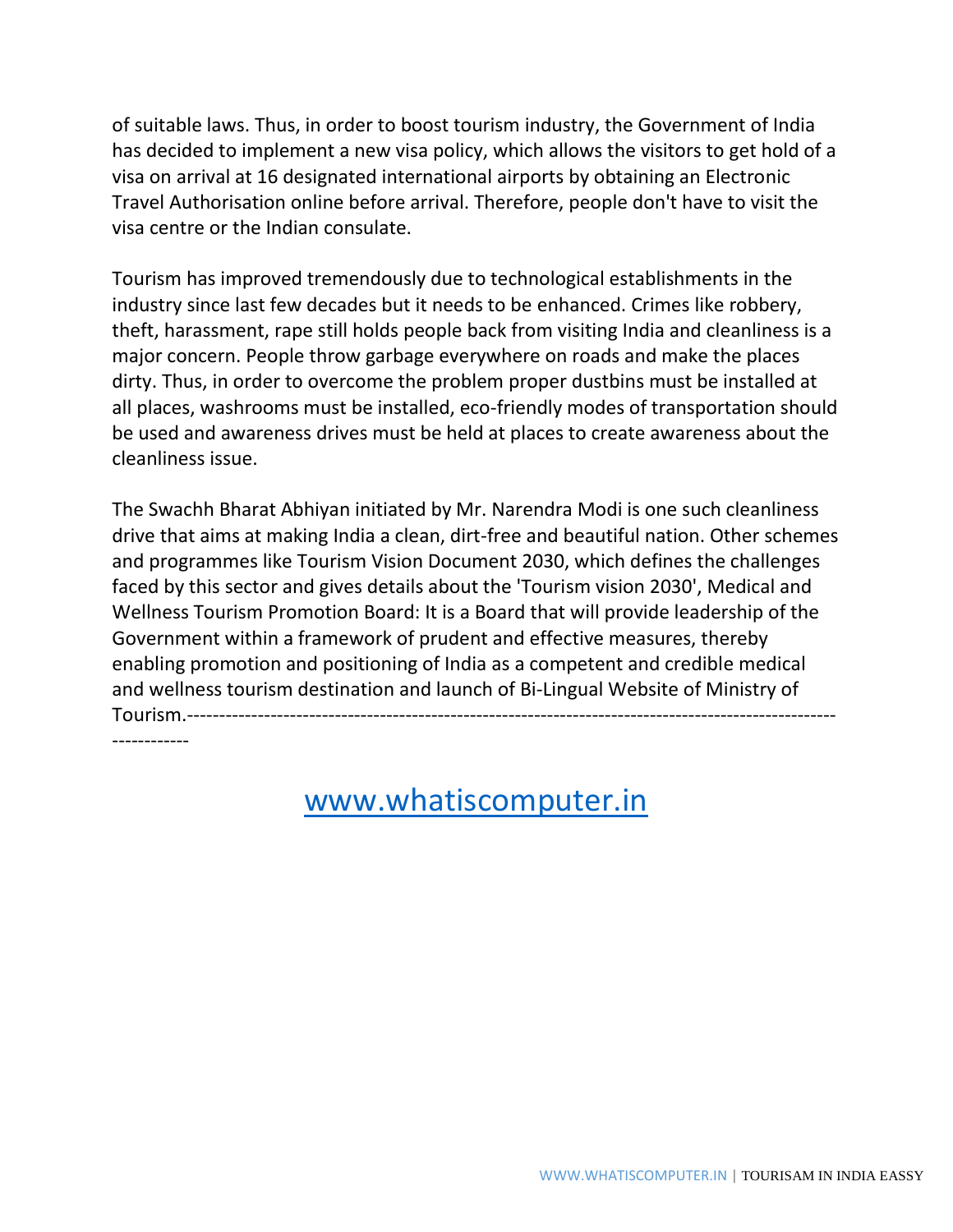of suitable laws. Thus, in order to boost tourism industry, the Government of India has decided to implement a new visa policy, which allows the visitors to get hold of a visa on arrival at 16 designated international airports by obtaining an Electronic Travel Authorisation online before arrival. Therefore, people don't have to visit the visa centre or the Indian consulate.

Tourism has improved tremendously due to technological establishments in the industry since last few decades but it needs to be enhanced. Crimes like robbery, theft, harassment, rape still holds people back from visiting India and cleanliness is a major concern. People throw garbage everywhere on roads and make the places dirty. Thus, in order to overcome the problem proper dustbins must be installed at all places, washrooms must be installed, eco-friendly modes of transportation should be used and awareness drives must be held at places to create awareness about the cleanliness issue.

The Swachh Bharat Abhiyan initiated by Mr. Narendra Modi is one such cleanliness drive that aims at making India a clean, dirt-free and beautiful nation. Other schemes and programmes like Tourism Vision Document 2030, which defines the challenges faced by this sector and gives details about the 'Tourism vision 2030', Medical and Wellness Tourism Promotion Board: It is a Board that will provide leadership of the Government within a framework of prudent and effective measures, thereby enabling promotion and positioning of India as a competent and credible medical and wellness tourism destination and launch of Bi-Lingual Website of Ministry of Tourism.------------------------------------------------------------------------------------------------------------

[www.whatiscomputer.in](http://www.whatiscomputer.in)